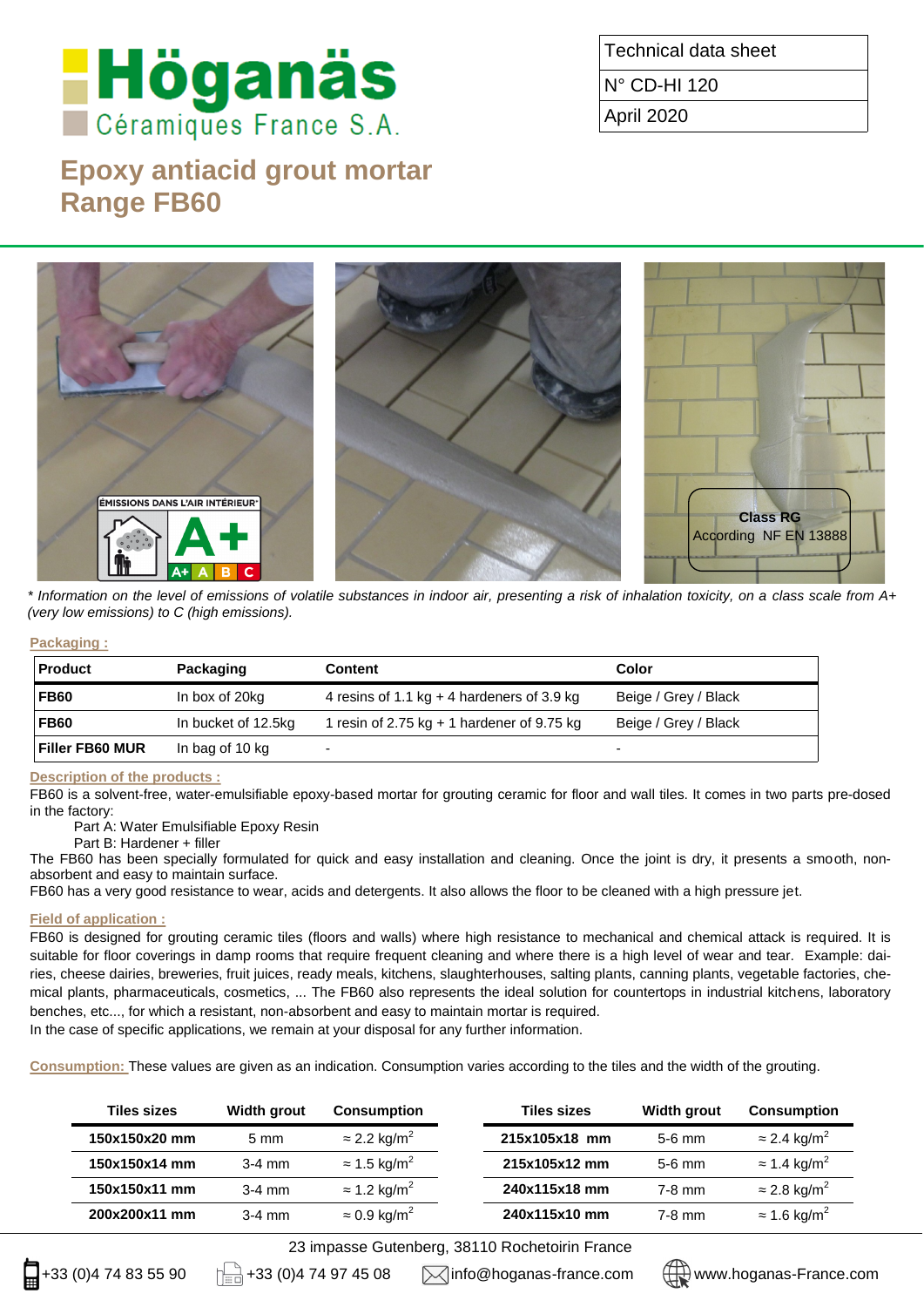# Höganäs Céramiques France S.A.

| Technical data sheet |
|---|
| N° CD-HI 120 |
| April 2020 |

# Epoxy antiacid grout mortar
# Range FB60

ÉMISSIONS DANS L'AIR INTÉRIEUR* A+

Class RG According NF EN 13888

*\* Information on the level of emissions of volatile substances in indoor air, presenting a risk of inhalation toxicity, on a class scale from A+ (very low emissions) to C (high emissions).*

## Packaging :

| Product | Packaging | Content | Color |
|---|---|---|---|
| **FB60** | In box of 20kg | 4 resins of 1.1 kg + 4 hardeners of 3.9 kg | Beige / Grey / Black |
| **FB60** | In bucket of 12.5kg | 1 resin of 2.75 kg + 1 hardener of 9.75 kg | Beige / Grey / Black |
| **Filler FB60 MUR** | In bag of 10 kg | - | - |

## Description of the products :

FB60 is a solvent-free, water-emulsifiable epoxy-based mortar for grouting ceramic for floor and wall tiles. It comes in two parts pre-dosed in the factory:

- Part A: Water Emulsifiable Epoxy Resin
- Part B: Hardener + filler

The FB60 has been specially formulated for quick and easy installation and cleaning. Once the joint is dry, it presents a smooth, non-absorbent and easy to maintain surface.

FB60 has a very good resistance to wear, acids and detergents. It also allows the floor to be cleaned with a high pressure jet.

## Field of application :

FB60 is designed for grouting ceramic tiles (floors and walls) where high resistance to mechanical and chemical attack is required. It is suitable for floor coverings in damp rooms that require frequent cleaning and where there is a high level of wear and tear. Example: dairies, cheese dairies, breweries, fruit juices, ready meals, kitchens, slaughterhouses, salting plants, canning plants, vegetable factories, chemical plants, pharmaceuticals, cosmetics, ... The FB60 also represents the ideal solution for countertops in industrial kitchens, laboratory benches, etc..., for which a resistant, non-absorbent and easy to maintain mortar is required.

In the case of specific applications, we remain at your disposal for any further information.

**Consumption:** These values are given as an indication. Consumption varies according to the tiles and the width of the grouting.

| Tiles sizes | Width grout | Consumption |
|---|---|---|
| **150x150x20 mm** | 5 mm | ≈ 2.2 kg/m$^2$ |
| **150x150x14 mm** | 3-4 mm | ≈ 1.5 kg/m$^2$ |
| **150x150x11 mm** | 3-4 mm | ≈ 1.2 kg/m$^2$ |
| **200x200x11 mm** | 3-4 mm | ≈ 0.9 kg/m$^2$ |

| Tiles sizes | Width grout | Consumption |
|---|---|---|
| **215x105x18 mm** | 5-6 mm | ≈ 2.4 kg/m$^2$ |
| **215x105x12 mm** | 5-6 mm | ≈ 1.4 kg/m$^2$ |
| **240x115x18 mm** | 7-8 mm | ≈ 2.8 kg/m$^2$ |
| **240x115x10 mm** | 7-8 mm | ≈ 1.6 kg/m$^2$ |

23 impasse Gutenberg, 38110 Rochetoirin France

+33 (0)4 74 83 55 90 | +33 (0)4 74 97 45 08 | info@hoganas-france.com | www.hoganas-France.com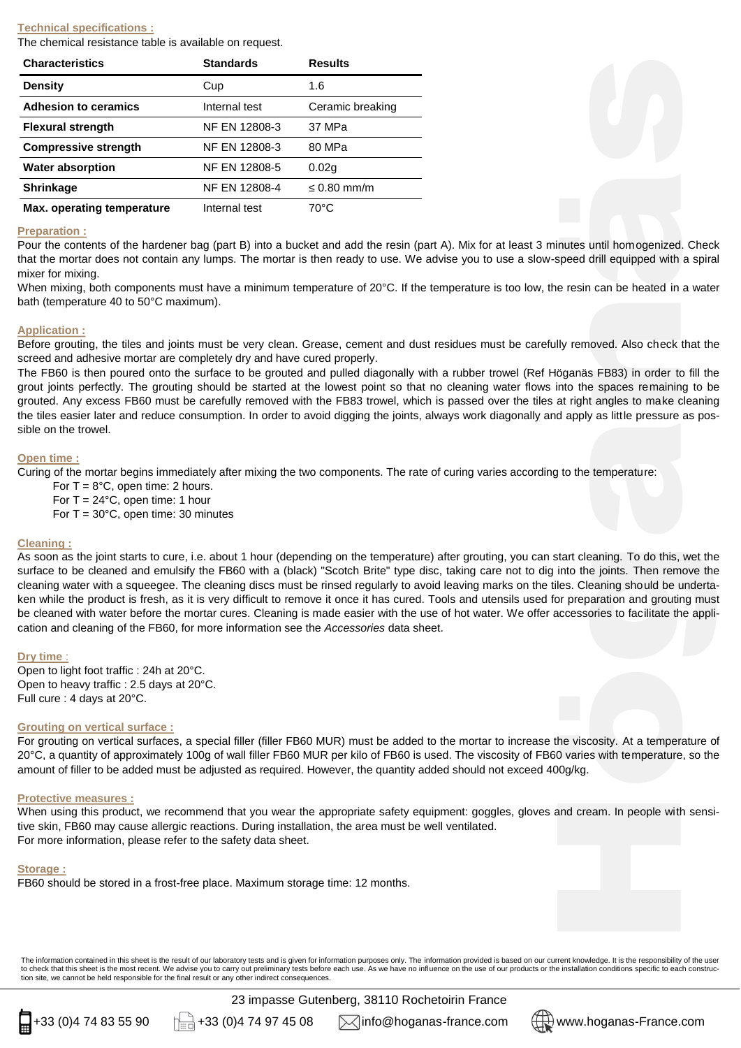## Technical specifications :

The chemical resistance table is available on request.

| Characteristics | Standards | Results |
|---|---|---|
| **Density** | Cup | 1.6 |
| **Adhesion to ceramics** | Internal test | Ceramic breaking |
| **Flexural strength** | NF EN 12808-3 | 37 MPa |
| **Compressive strength** | NF EN 12808-3 | 80 MPa |
| **Water absorption** | NF EN 12808-5 | 0.02g |
| **Shrinkage** | NF EN 12808-4 | ≤ 0.80 mm/m |
| **Max. operating temperature** | Internal test | 70°C |

## Preparation :

Pour the contents of the hardener bag (part B) into a bucket and add the resin (part A). Mix for at least 3 minutes until homogenized. Check that the mortar does not contain any lumps. The mortar is then ready to use. We advise you to use a slow-speed drill equipped with a spiral mixer for mixing.

When mixing, both components must have a minimum temperature of 20°C. If the temperature is too low, the resin can be heated in a water bath (temperature 40 to 50°C maximum).

## Application :

Before grouting, the tiles and joints must be very clean. Grease, cement and dust residues must be carefully removed. Also check that the screed and adhesive mortar are completely dry and have cured properly.

The FB60 is then poured onto the surface to be grouted and pulled diagonally with a rubber trowel (Ref Höganäs FB83) in order to fill the grout joints perfectly. The grouting should be started at the lowest point so that no cleaning water flows into the spaces remaining to be grouted. Any excess FB60 must be carefully removed with the FB83 trowel, which is passed over the tiles at right angles to make cleaning the tiles easier later and reduce consumption. In order to avoid digging the joints, always work diagonally and apply as little pressure as possible on the trowel.

## Open time :

Curing of the mortar begins immediately after mixing the two components. The rate of curing varies according to the temperature:

- For T = 8°C, open time: 2 hours.
- For T = 24°C, open time: 1 hour
- For T = 30°C, open time: 30 minutes

## Cleaning :

As soon as the joint starts to cure, i.e. about 1 hour (depending on the temperature) after grouting, you can start cleaning. To do this, wet the surface to be cleaned and emulsify the FB60 with a (black) "Scotch Brite" type disc, taking care not to dig into the joints. Then remove the cleaning water with a squeegee. The cleaning discs must be rinsed regularly to avoid leaving marks on the tiles. Cleaning should be undertaken while the product is fresh, as it is very difficult to remove it once it has cured. Tools and utensils used for preparation and grouting must be cleaned with water before the mortar cures. Cleaning is made easier with the use of hot water. We offer accessories to facilitate the application and cleaning of the FB60, for more information see the *Accessories* data sheet.

## Dry time :

Open to light foot traffic : 24h at 20°C.
Open to heavy traffic : 2.5 days at 20°C.
Full cure : 4 days at 20°C.

## Grouting on vertical surface :

For grouting on vertical surfaces, a special filler (filler FB60 MUR) must be added to the mortar to increase the viscosity. At a temperature of 20°C, a quantity of approximately 100g of wall filler FB60 MUR per kilo of FB60 is used. The viscosity of FB60 varies with temperature, so the amount of filler to be added must be adjusted as required. However, the quantity added should not exceed 400g/kg.

## Protective measures :

When using this product, we recommend that you wear the appropriate safety equipment: goggles, gloves and cream. In people with sensitive skin, FB60 may cause allergic reactions. During installation, the area must be well ventilated.
For more information, please refer to the safety data sheet.

## Storage :

FB60 should be stored in a frost-free place. Maximum storage time: 12 months.

The information contained in this sheet is the result of our laboratory tests and is given for information purposes only. The information provided is based on our current knowledge. It is the responsibility of the user to check that this sheet is the most recent. We advise you to carry out preliminary tests before each use. As we have no influence on the use of our products or the installation conditions specific to each construction site, we cannot be held responsible for the final result or any other indirect consequences.

23 impasse Gutenberg, 38110 Rochetoirin France

+33 (0)4 74 83 55 90 | +33 (0)4 74 97 45 08 | info@hoganas-france.com | www.hoganas-France.com